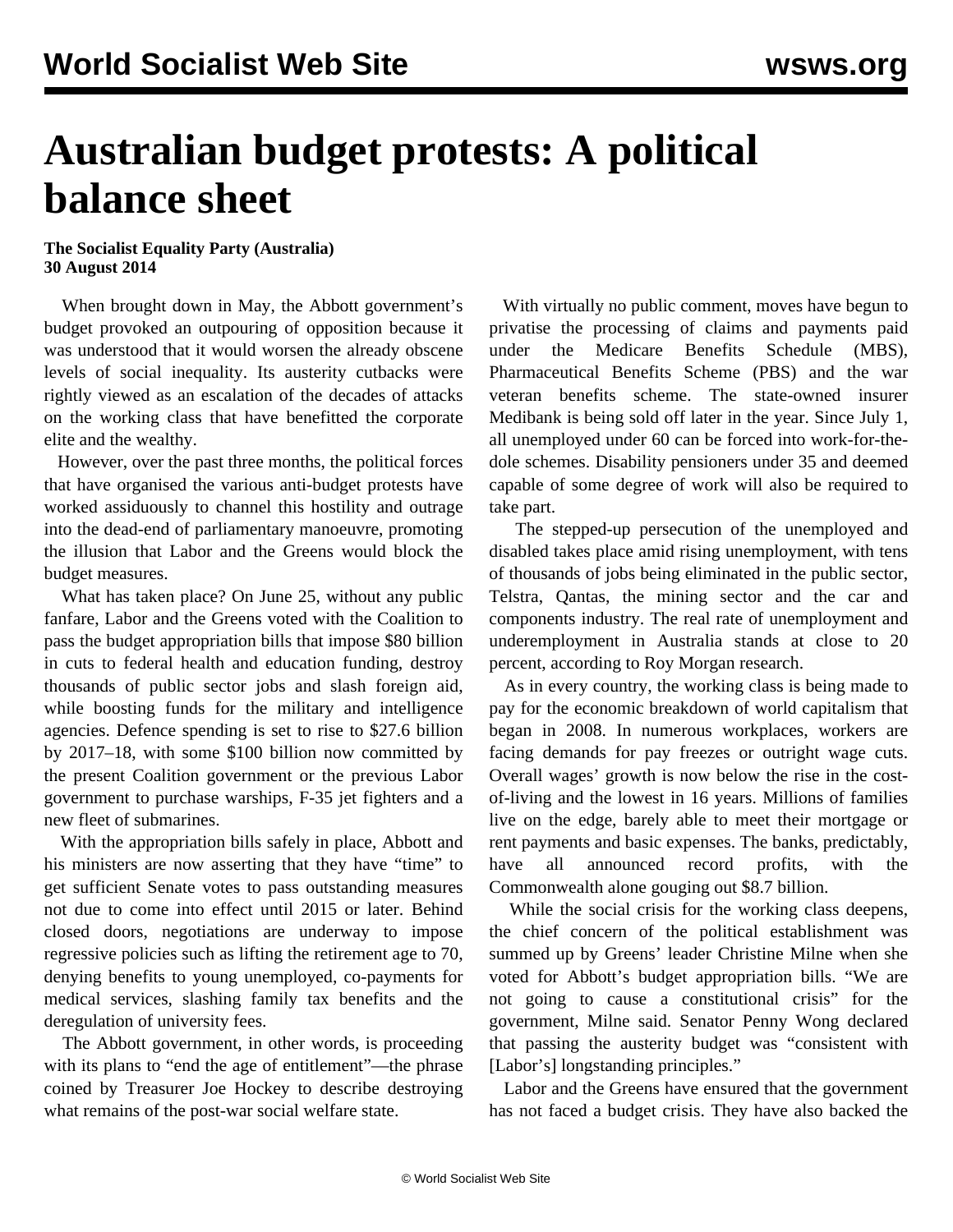# Australian budget protests: A political balance sheet

**The Socialist Equality Party (Australia)**
**30 August 2014**

When brought down in May, the Abbott government's budget provoked an outpouring of opposition because it was understood that it would worsen the already obscene levels of social inequality. Its austerity cutbacks were rightly viewed as an escalation of the decades of attacks on the working class that have benefitted the corporate elite and the wealthy.

However, over the past three months, the political forces that have organised the various anti-budget protests have worked assiduously to channel this hostility and outrage into the dead-end of parliamentary manoeuvre, promoting the illusion that Labor and the Greens would block the budget measures.

What has taken place? On June 25, without any public fanfare, Labor and the Greens voted with the Coalition to pass the budget appropriation bills that impose $80 billion in cuts to federal health and education funding, destroy thousands of public sector jobs and slash foreign aid, while boosting funds for the military and intelligence agencies. Defence spending is set to rise to $27.6 billion by 2017–18, with some $100 billion now committed by the present Coalition government or the previous Labor government to purchase warships, F-35 jet fighters and a new fleet of submarines.

With the appropriation bills safely in place, Abbott and his ministers are now asserting that they have "time" to get sufficient Senate votes to pass outstanding measures not due to come into effect until 2015 or later. Behind closed doors, negotiations are underway to impose regressive policies such as lifting the retirement age to 70, denying benefits to young unemployed, co-payments for medical services, slashing family tax benefits and the deregulation of university fees.

The Abbott government, in other words, is proceeding with its plans to "end the age of entitlement"—the phrase coined by Treasurer Joe Hockey to describe destroying what remains of the post-war social welfare state.

With virtually no public comment, moves have begun to privatise the processing of claims and payments paid under the Medicare Benefits Schedule (MBS), Pharmaceutical Benefits Scheme (PBS) and the war veteran benefits scheme. The state-owned insurer Medibank is being sold off later in the year. Since July 1, all unemployed under 60 can be forced into work-for-the-dole schemes. Disability pensioners under 35 and deemed capable of some degree of work will also be required to take part.

The stepped-up persecution of the unemployed and disabled takes place amid rising unemployment, with tens of thousands of jobs being eliminated in the public sector, Telstra, Qantas, the mining sector and the car and components industry. The real rate of unemployment and underemployment in Australia stands at close to 20 percent, according to Roy Morgan research.

As in every country, the working class is being made to pay for the economic breakdown of world capitalism that began in 2008. In numerous workplaces, workers are facing demands for pay freezes or outright wage cuts. Overall wages' growth is now below the rise in the cost-of-living and the lowest in 16 years. Millions of families live on the edge, barely able to meet their mortgage or rent payments and basic expenses. The banks, predictably, have all announced record profits, with the Commonwealth alone gouging out $8.7 billion.

While the social crisis for the working class deepens, the chief concern of the political establishment was summed up by Greens' leader Christine Milne when she voted for Abbott's budget appropriation bills. "We are not going to cause a constitutional crisis" for the government, Milne said. Senator Penny Wong declared that passing the austerity budget was "consistent with [Labor's] longstanding principles."

Labor and the Greens have ensured that the government has not faced a budget crisis. They have also backed the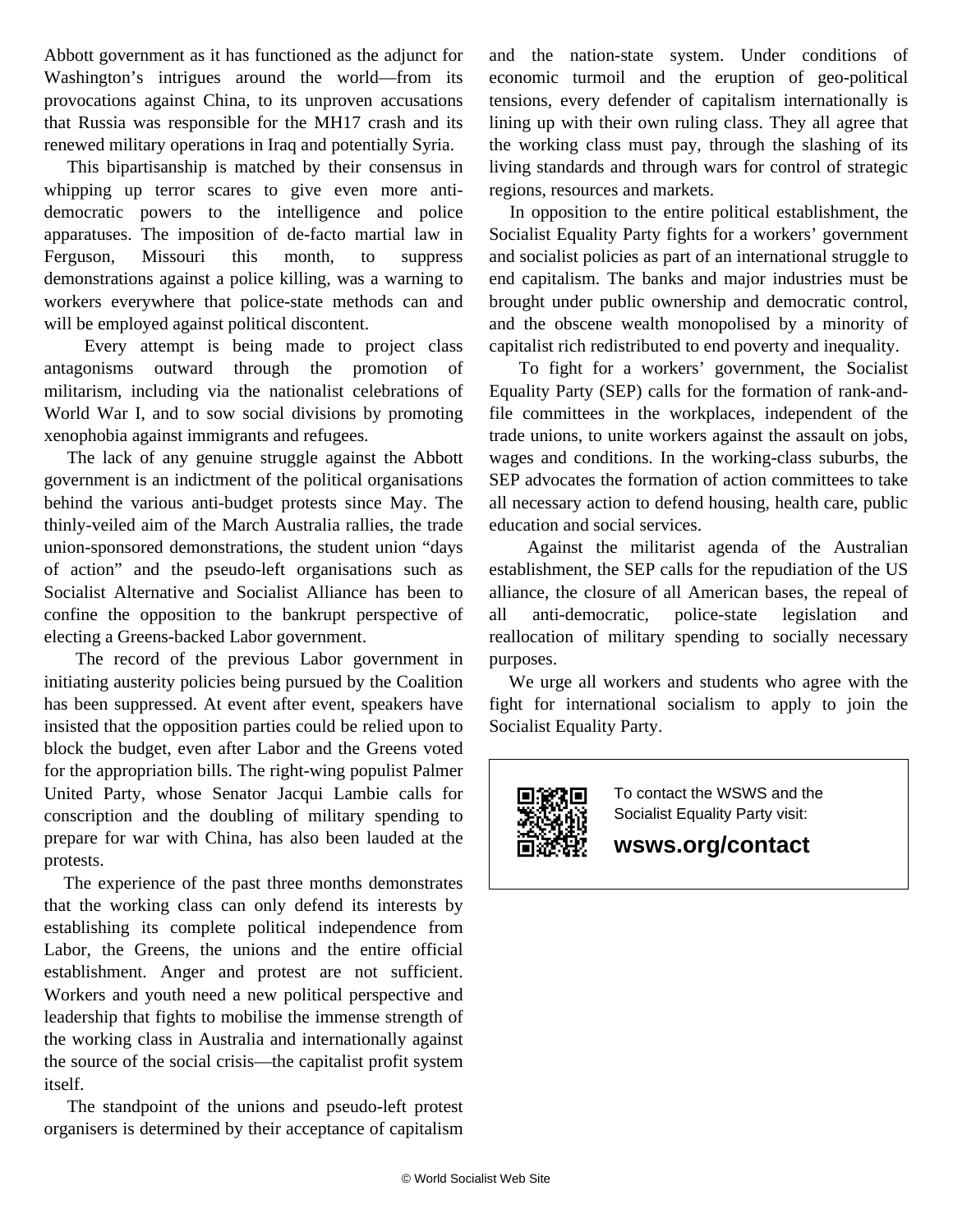Abbott government as it has functioned as the adjunct for Washington's intrigues around the world—from its provocations against China, to its unproven accusations that Russia was responsible for the MH17 crash and its renewed military operations in Iraq and potentially Syria.

This bipartisanship is matched by their consensus in whipping up terror scares to give even more anti-democratic powers to the intelligence and police apparatuses. The imposition of de-facto martial law in Ferguson, Missouri this month, to suppress demonstrations against a police killing, was a warning to workers everywhere that police-state methods can and will be employed against political discontent.

Every attempt is being made to project class antagonisms outward through the promotion of militarism, including via the nationalist celebrations of World War I, and to sow social divisions by promoting xenophobia against immigrants and refugees.

The lack of any genuine struggle against the Abbott government is an indictment of the political organisations behind the various anti-budget protests since May. The thinly-veiled aim of the March Australia rallies, the trade union-sponsored demonstrations, the student union "days of action" and the pseudo-left organisations such as Socialist Alternative and Socialist Alliance has been to confine the opposition to the bankrupt perspective of electing a Greens-backed Labor government.

The record of the previous Labor government in initiating austerity policies being pursued by the Coalition has been suppressed. At event after event, speakers have insisted that the opposition parties could be relied upon to block the budget, even after Labor and the Greens voted for the appropriation bills. The right-wing populist Palmer United Party, whose Senator Jacqui Lambie calls for conscription and the doubling of military spending to prepare for war with China, has also been lauded at the protests.

The experience of the past three months demonstrates that the working class can only defend its interests by establishing its complete political independence from Labor, the Greens, the unions and the entire official establishment. Anger and protest are not sufficient. Workers and youth need a new political perspective and leadership that fights to mobilise the immense strength of the working class in Australia and internationally against the source of the social crisis—the capitalist profit system itself.

The standpoint of the unions and pseudo-left protest organisers is determined by their acceptance of capitalism and the nation-state system. Under conditions of economic turmoil and the eruption of geo-political tensions, every defender of capitalism internationally is lining up with their own ruling class. They all agree that the working class must pay, through the slashing of its living standards and through wars for control of strategic regions, resources and markets.

In opposition to the entire political establishment, the Socialist Equality Party fights for a workers' government and socialist policies as part of an international struggle to end capitalism. The banks and major industries must be brought under public ownership and democratic control, and the obscene wealth monopolised by a minority of capitalist rich redistributed to end poverty and inequality.

To fight for a workers' government, the Socialist Equality Party (SEP) calls for the formation of rank-and-file committees in the workplaces, independent of the trade unions, to unite workers against the assault on jobs, wages and conditions. In the working-class suburbs, the SEP advocates the formation of action committees to take all necessary action to defend housing, health care, public education and social services.

Against the militarist agenda of the Australian establishment, the SEP calls for the repudiation of the US alliance, the closure of all American bases, the repeal of all anti-democratic, police-state legislation and reallocation of military spending to socially necessary purposes.

We urge all workers and students who agree with the fight for international socialism to apply to join the Socialist Equality Party.

To contact the WSWS and the Socialist Equality Party visit:

**wsws.org/contact**